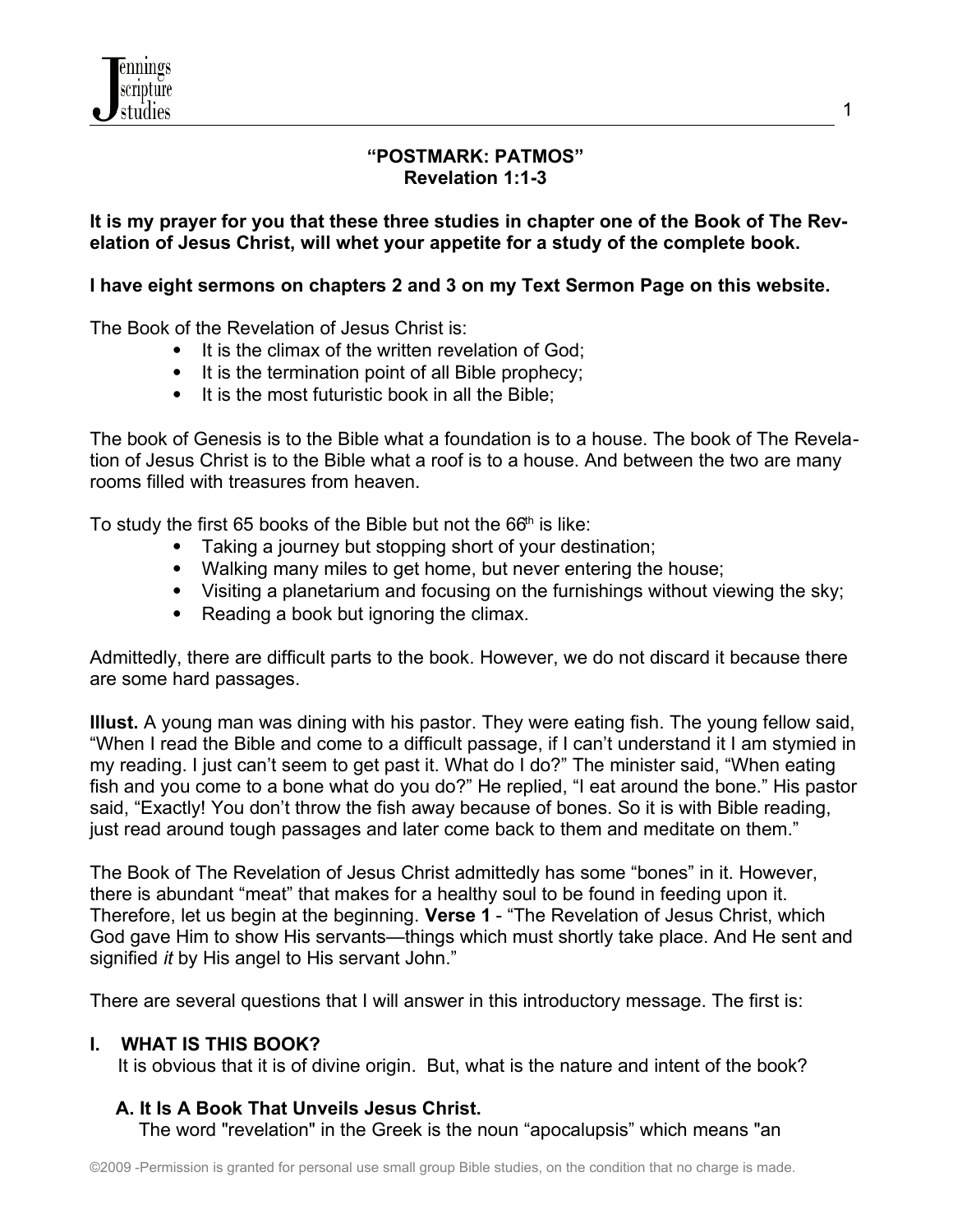# "POSTMARK: PATMOS"
## Revelation 1:1-3

**It is my prayer for you that these three studies in chapter one of the Book of The Revelation of Jesus Christ, will whet your appetite for a study of the complete book.**

**I have eight sermons on chapters 2 and 3 on my Text Sermon Page on this website.**

The Book of the Revelation of Jesus Christ is:

- It is the climax of the written revelation of God;
- It is the termination point of all Bible prophecy;
- It is the most futuristic book in all the Bible;

The book of Genesis is to the Bible what a foundation is to a house. The book of The Revelation of Jesus Christ is to the Bible what a roof is to a house. And between the two are many rooms filled with treasures from heaven.

To study the first 65 books of the Bible but not the 66th is like:

- Taking a journey but stopping short of your destination;
- Walking many miles to get home, but never entering the house;
- Visiting a planetarium and focusing on the furnishings without viewing the sky;
- Reading a book but ignoring the climax.

Admittedly, there are difficult parts to the book. However, we do not discard it because there are some hard passages.

**Illust.** A young man was dining with his pastor. They were eating fish. The young fellow said, "When I read the Bible and come to a difficult passage, if I can't understand it I am stymied in my reading. I just can't seem to get past it. What do I do?" The minister said, "When eating fish and you come to a bone what do you do?" He replied, "I eat around the bone." His pastor said, "Exactly! You don't throw the fish away because of bones. So it is with Bible reading, just read around tough passages and later come back to them and meditate on them."

The Book of The Revelation of Jesus Christ admittedly has some "bones" in it. However, there is abundant "meat" that makes for a healthy soul to be found in feeding upon it. Therefore, let us begin at the beginning. **Verse 1** - "The Revelation of Jesus Christ, which God gave Him to show His servants—things which must shortly take place. And He sent and signified *it* by His angel to His servant John."

There are several questions that I will answer in this introductory message. The first is:

## I. WHAT IS THIS BOOK?

It is obvious that it is of divine origin. But, what is the nature and intent of the book?

### A. It Is A Book That Unveils Jesus Christ.

The word "revelation" in the Greek is the noun "apocalupsis" which means "an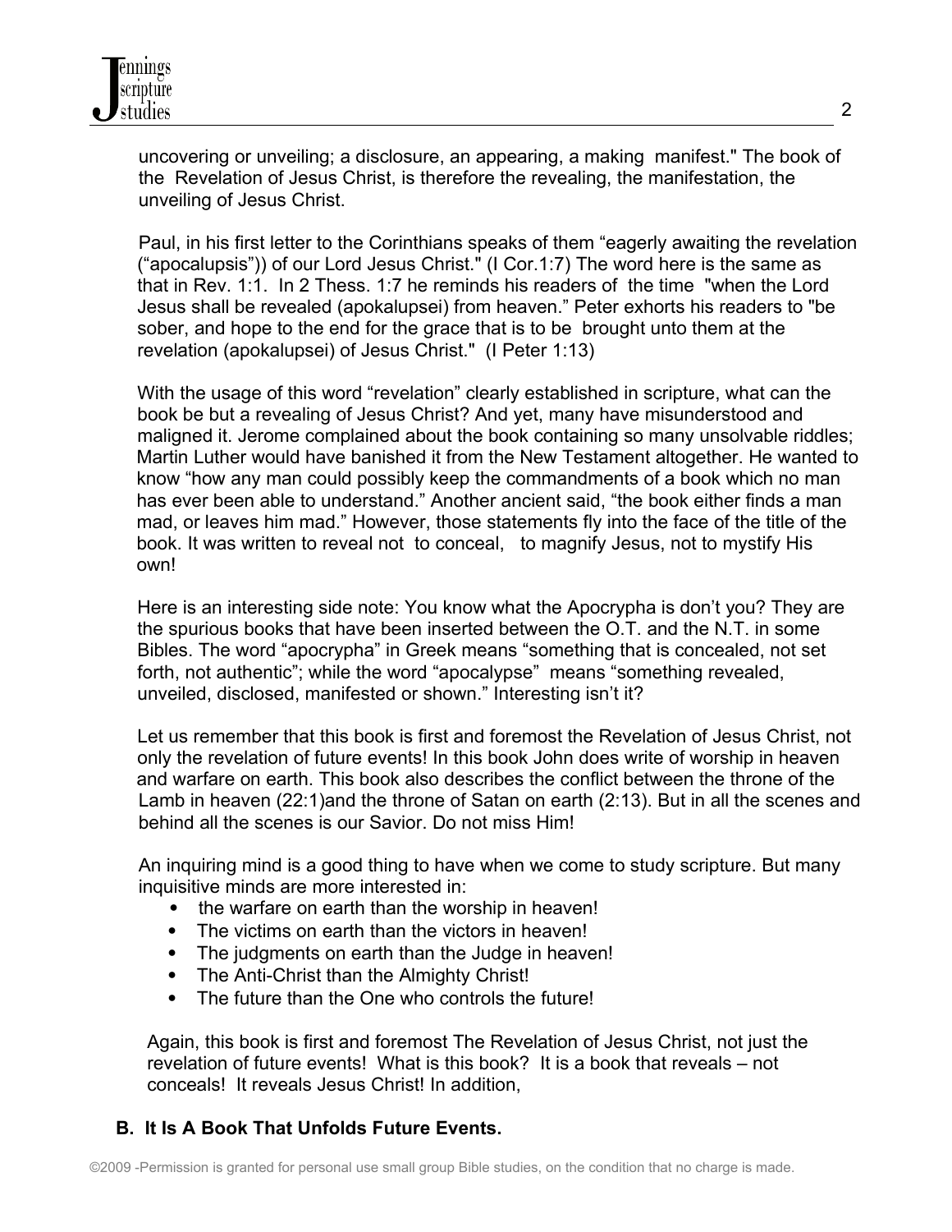uncovering or unveiling; a disclosure, an appearing, a making manifest." The book of the Revelation of Jesus Christ, is therefore the revealing, the manifestation, the unveiling of Jesus Christ.

Paul, in his first letter to the Corinthians speaks of them "eagerly awaiting the revelation ("apocalupsis")) of our Lord Jesus Christ." (I Cor.1:7) The word here is the same as that in Rev. 1:1. In 2 Thess. 1:7 he reminds his readers of the time "when the Lord Jesus shall be revealed (apokalupsei) from heaven." Peter exhorts his readers to "be sober, and hope to the end for the grace that is to be brought unto them at the revelation (apokalupsei) of Jesus Christ." (I Peter 1:13)

With the usage of this word "revelation" clearly established in scripture, what can the book be but a revealing of Jesus Christ? And yet, many have misunderstood and maligned it. Jerome complained about the book containing so many unsolvable riddles; Martin Luther would have banished it from the New Testament altogether. He wanted to know "how any man could possibly keep the commandments of a book which no man has ever been able to understand." Another ancient said, "the book either finds a man mad, or leaves him mad." However, those statements fly into the face of the title of the book. It was written to reveal not to conceal, to magnify Jesus, not to mystify His own!

Here is an interesting side note: You know what the Apocrypha is don't you? They are the spurious books that have been inserted between the O.T. and the N.T. in some Bibles. The word "apocrypha" in Greek means "something that is concealed, not set forth, not authentic"; while the word "apocalypse" means "something revealed, unveiled, disclosed, manifested or shown." Interesting isn't it?

Let us remember that this book is first and foremost the Revelation of Jesus Christ, not only the revelation of future events! In this book John does write of worship in heaven and warfare on earth. This book also describes the conflict between the throne of the Lamb in heaven (22:1)and the throne of Satan on earth (2:13). But in all the scenes and behind all the scenes is our Savior. Do not miss Him!

An inquiring mind is a good thing to have when we come to study scripture. But many inquisitive minds are more interested in:

- the warfare on earth than the worship in heaven!
- The victims on earth than the victors in heaven!
- The judgments on earth than the Judge in heaven!
- The Anti-Christ than the Almighty Christ!
- The future than the One who controls the future!

Again, this book is first and foremost The Revelation of Jesus Christ, not just the revelation of future events! What is this book? It is a book that reveals – not conceals! It reveals Jesus Christ! In addition,

### B. It Is A Book That Unfolds Future Events.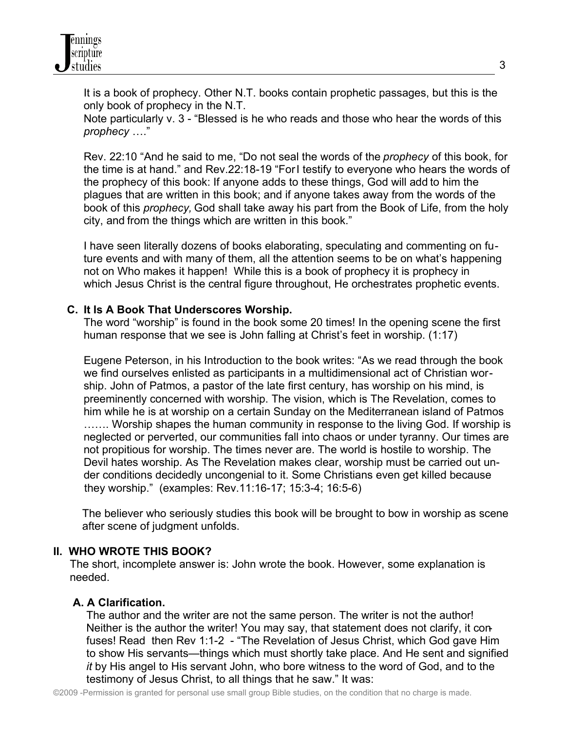It is a book of prophecy. Other N.T. books contain prophetic passages, but this is the only book of prophecy in the N.T.
Note particularly v. 3 - “Blessed is he who reads and those who hear the words of this *prophecy* ….”

Rev. 22:10 “And he said to me, “Do not seal the words of the *prophecy* of this book, for the time is at hand.” and Rev.22:18-19 “For I testify to everyone who hears the words of the prophecy of this book: If anyone adds to these things, God will add to him the plagues that are written in this book; and if anyone takes away from the words of the book of this *prophecy,* God shall take away his part from the Book of Life, from the holy city, and from the things which are written in this book.”

I have seen literally dozens of books elaborating, speculating and commenting on future events and with many of them, all the attention seems to be on what’s happening not on Who makes it happen! While this is a book of prophecy it is prophecy in which Jesus Christ is the central figure throughout, He orchestrates prophetic events.

### C. It Is A Book That Underscores Worship.

The word “worship” is found in the book some 20 times! In the opening scene the first human response that we see is John falling at Christ’s feet in worship. (1:17)

Eugene Peterson, in his Introduction to the book writes: “As we read through the book we find ourselves enlisted as participants in a multidimensional act of Christian worship. John of Patmos, a pastor of the late first century, has worship on his mind, is preeminently concerned with worship. The vision, which is The Revelation, comes to him while he is at worship on a certain Sunday on the Mediterranean island of Patmos ……. Worship shapes the human community in response to the living God. If worship is neglected or perverted, our communities fall into chaos or under tyranny. Our times are not propitious for worship. The times never are. The world is hostile to worship. The Devil hates worship. As The Revelation makes clear, worship must be carried out under conditions decidedly uncongenial to it. Some Christians even get killed because they worship.” (examples: Rev.11:16-17; 15:3-4; 16:5-6)

The believer who seriously studies this book will be brought to bow in worship as scene after scene of judgment unfolds.

## II. WHO WROTE THIS BOOK?

The short, incomplete answer is: John wrote the book. However, some explanation is needed.

### A. A Clarification.

The author and the writer are not the same person. The writer is not the author! Neither is the author the writer! You may say, that statement does not clarify, it confuses! Read then Rev 1:1-2 - “The Revelation of Jesus Christ, which God gave Him to show His servants—things which must shortly take place. And He sent and signified *it* by His angel to His servant John, who bore witness to the word of God, and to the testimony of Jesus Christ, to all things that he saw.” It was: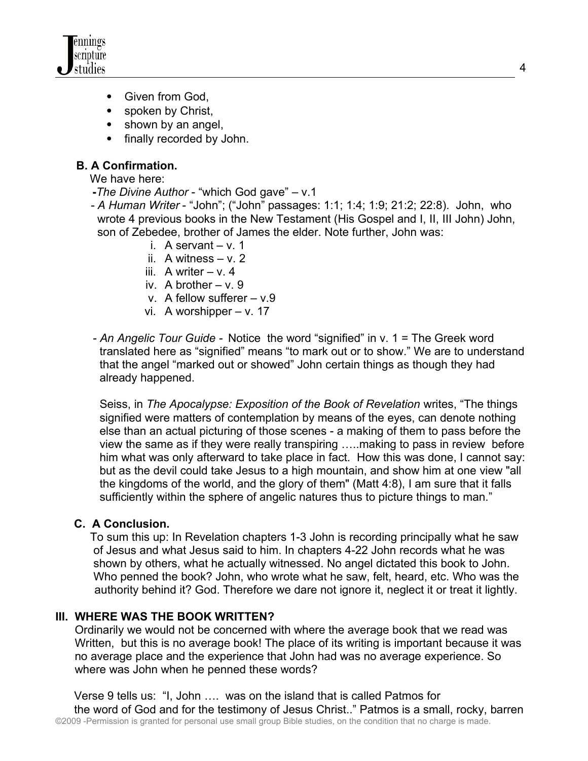- Given from God,
- spoken by Christ,
- shown by an angel,
- finally recorded by John.

**B. A Confirmation.**

We have here:

-*The Divine Author* - "which God gave" – v.1

- *A Human Writer* - "John"; ("John" passages: 1:1; 1:4; 1:9; 21:2; 22:8). John, who wrote 4 previous books in the New Testament (His Gospel and I, II, III John) John, son of Zebedee, brother of James the elder. Note further, John was:

  i. A servant – v. 1
  ii. A witness – v. 2
  iii. A writer – v. 4
  iv. A brother – v. 9
  v. A fellow sufferer – v.9
  vi. A worshipper – v. 17

- *An Angelic Tour Guide* - Notice the word "signified" in v. 1 = The Greek word translated here as "signified" means "to mark out or to show." We are to understand that the angel "marked out or showed" John certain things as though they had already happened.

  Seiss, in *The Apocalypse: Exposition of the Book of Revelation* writes, "The things signified were matters of contemplation by means of the eyes, can denote nothing else than an actual picturing of those scenes - a making of them to pass before the view the same as if they were really transpiring …..making to pass in review before him what was only afterward to take place in fact. How this was done, I cannot say: but as the devil could take Jesus to a high mountain, and show him at one view "all the kingdoms of the world, and the glory of them" (Matt 4:8), I am sure that it falls sufficiently within the sphere of angelic natures thus to picture things to man."

**C. A Conclusion.**

To sum this up: In Revelation chapters 1-3 John is recording principally what he saw of Jesus and what Jesus said to him. In chapters 4-22 John records what he was shown by others, what he actually witnessed. No angel dictated this book to John. Who penned the book? John, who wrote what he saw, felt, heard, etc. Who was the authority behind it? God. Therefore we dare not ignore it, neglect it or treat it lightly.

## III. WHERE WAS THE BOOK WRITTEN?

Ordinarily we would not be concerned with where the average book that we read was Written, but this is no average book! The place of its writing is important because it was no average place and the experience that John had was no average experience. So where was John when he penned these words?

Verse 9 tells us: "I, John …. was on the island that is called Patmos for the word of God and for the testimony of Jesus Christ.." Patmos is a small, rocky, barren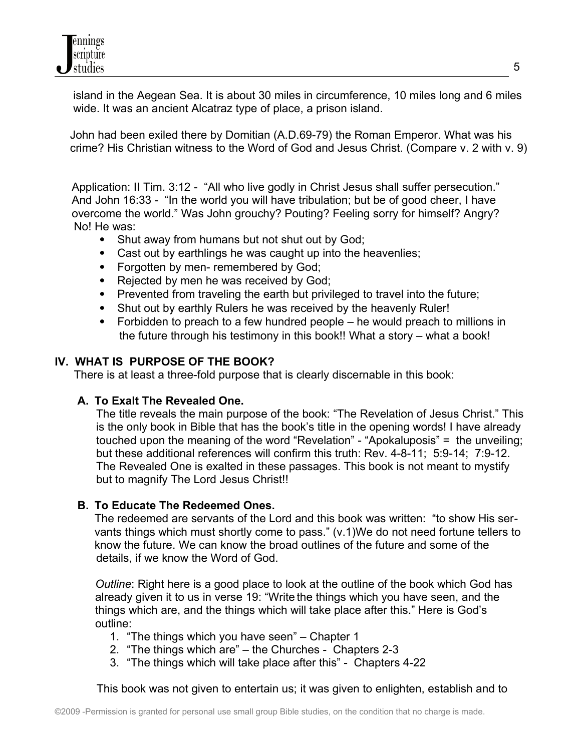island in the Aegean Sea. It is about 30 miles in circumference, 10 miles long and 6 miles wide. It was an ancient Alcatraz type of place, a prison island.

John had been exiled there by Domitian (A.D.69-79) the Roman Emperor. What was his crime? His Christian witness to the Word of God and Jesus Christ. (Compare v. 2 with v. 9)

Application: II Tim. 3:12 - "All who live godly in Christ Jesus shall suffer persecution." And John 16:33 - "In the world you will have tribulation; but be of good cheer, I have overcome the world." Was John grouchy? Pouting? Feeling sorry for himself? Angry? No! He was:

- Shut away from humans but not shut out by God;
- Cast out by earthlings he was caught up into the heavenlies;
- Forgotten by men- remembered by God;
- Rejected by men he was received by God;
- Prevented from traveling the earth but privileged to travel into the future;
- Shut out by earthly Rulers he was received by the heavenly Ruler!
- Forbidden to preach to a few hundred people – he would preach to millions in the future through his testimony in this book!! What a story – what a book!

## IV. WHAT IS PURPOSE OF THE BOOK?

There is at least a three-fold purpose that is clearly discernable in this book:

### A. To Exalt The Revealed One.

The title reveals the main purpose of the book: "The Revelation of Jesus Christ." This is the only book in Bible that has the book's title in the opening words! I have already touched upon the meaning of the word "Revelation" - "Apokaluposis" = the unveiling; but these additional references will confirm this truth: Rev. 4-8-11; 5:9-14; 7:9-12. The Revealed One is exalted in these passages. This book is not meant to mystify but to magnify The Lord Jesus Christ!!

### B. To Educate The Redeemed Ones.

The redeemed are servants of the Lord and this book was written: "to show His servants things which must shortly come to pass." (v.1)We do not need fortune tellers to know the future. We can know the broad outlines of the future and some of the details, if we know the Word of God.

*Outline*: Right here is a good place to look at the outline of the book which God has already given it to us in verse 19: "Write the things which you have seen, and the things which are, and the things which will take place after this." Here is God's outline:

1. "The things which you have seen" – Chapter 1
2. "The things which are" – the Churches - Chapters 2-3
3. "The things which will take place after this" - Chapters 4-22

This book was not given to entertain us; it was given to enlighten, establish and to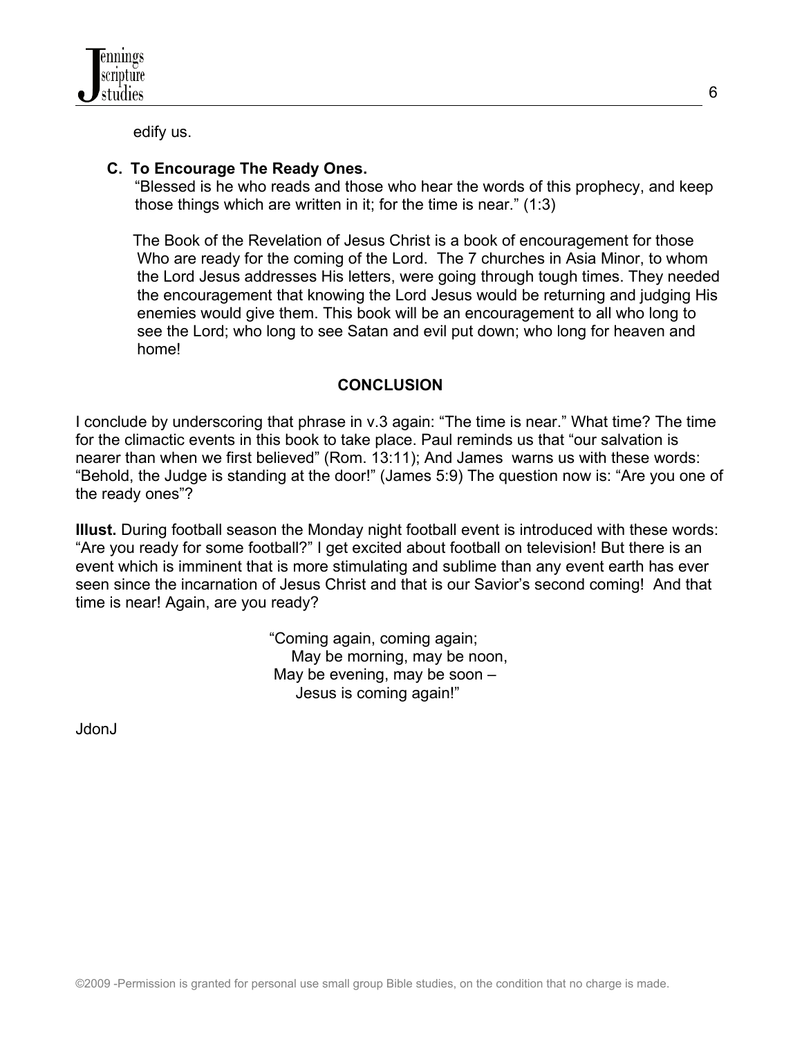edify us.

**C. To Encourage The Ready Ones.**

"Blessed is he who reads and those who hear the words of this prophecy, and keep those things which are written in it; for the time is near." (1:3)

The Book of the Revelation of Jesus Christ is a book of encouragement for those Who are ready for the coming of the Lord. The 7 churches in Asia Minor, to whom the Lord Jesus addresses His letters, were going through tough times. They needed the encouragement that knowing the Lord Jesus would be returning and judging His enemies would give them. This book will be an encouragement to all who long to see the Lord; who long to see Satan and evil put down; who long for heaven and home!

## CONCLUSION

I conclude by underscoring that phrase in v.3 again: "The time is near." What time? The time for the climactic events in this book to take place. Paul reminds us that "our salvation is nearer than when we first believed" (Rom. 13:11); And James warns us with these words: "Behold, the Judge is standing at the door!" (James 5:9) The question now is: "Are you one of the ready ones"?

**Illust.** During football season the Monday night football event is introduced with these words: "Are you ready for some football?" I get excited about football on television! But there is an event which is imminent that is more stimulating and sublime than any event earth has ever seen since the incarnation of Jesus Christ and that is our Savior's second coming! And that time is near! Again, are you ready?

"Coming again, coming again;
May be morning, may be noon,
May be evening, may be soon –
Jesus is coming again!"

JdonJ

©2009 -Permission is granted for personal use small group Bible studies, on the condition that no charge is made.